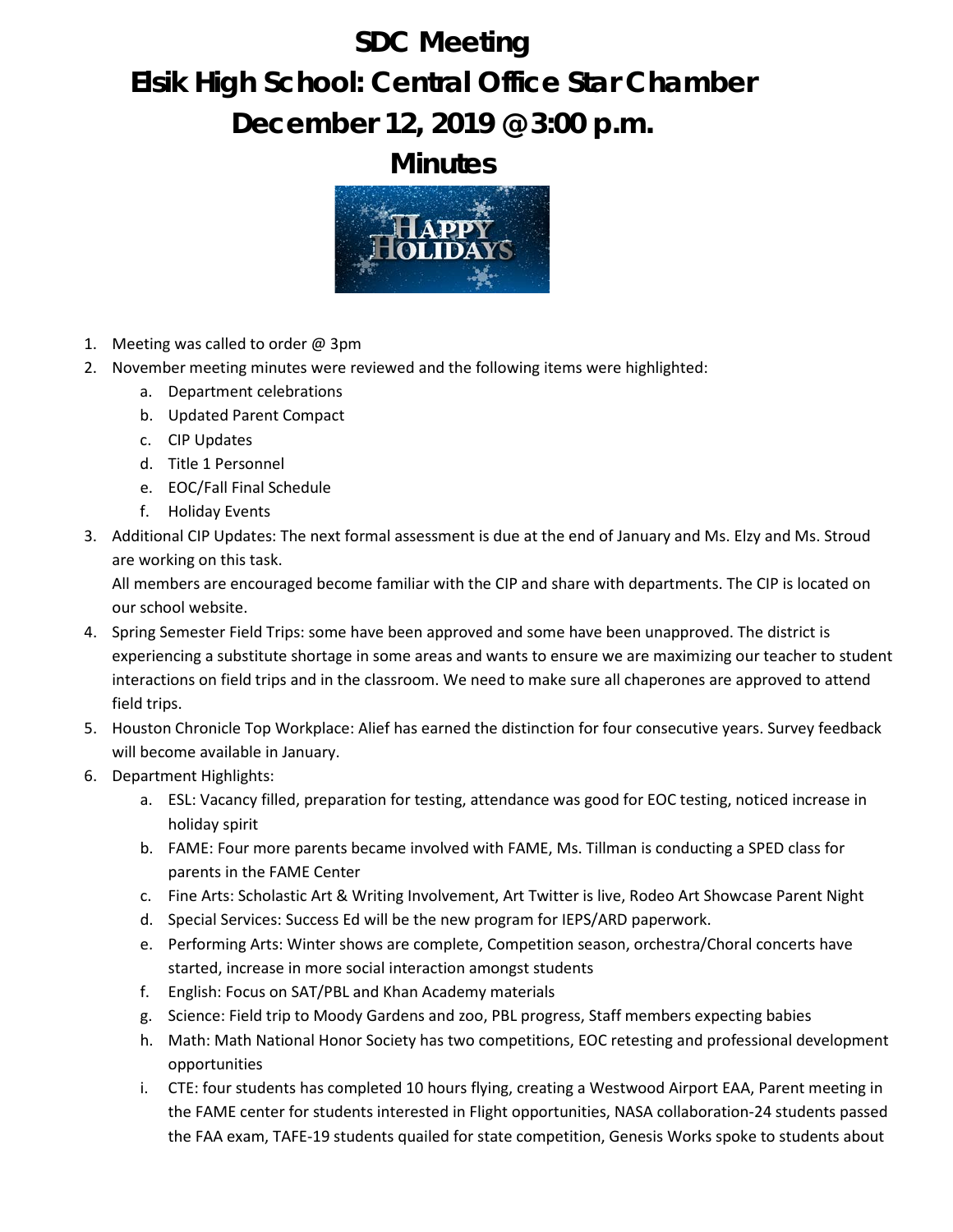# SDC Meeting
# Elsik High School: Central Office Star Chamber
# December 12, 2019 @ 3:00 p.m.
# Minutes

1. Meeting was called to order @ 3pm
2. November meeting minutes were reviewed and the following items were highlighted:
    a. Department celebrations
    b. Updated Parent Compact
    c. CIP Updates
    d. Title 1 Personnel
    e. EOC/Fall Final Schedule
    f. Holiday Events
3. Additional CIP Updates: The next formal assessment is due at the end of January and Ms. Elzy and Ms. Stroud are working on this task.
   All members are encouraged become familiar with the CIP and share with departments. The CIP is located on our school website.
4. Spring Semester Field Trips: some have been approved and some have been unapproved. The district is experiencing a substitute shortage in some areas and wants to ensure we are maximizing our teacher to student interactions on field trips and in the classroom. We need to make sure all chaperones are approved to attend field trips.
5. Houston Chronicle Top Workplace: Alief has earned the distinction for four consecutive years. Survey feedback will become available in January.
6. Department Highlights:
    a. ESL: Vacancy filled, preparation for testing, attendance was good for EOC testing, noticed increase in holiday spirit
    b. FAME: Four more parents became involved with FAME, Ms. Tillman is conducting a SPED class for parents in the FAME Center
    c. Fine Arts: Scholastic Art & Writing Involvement, Art Twitter is live, Rodeo Art Showcase Parent Night
    d. Special Services: Success Ed will be the new program for IEPS/ARD paperwork.
    e. Performing Arts: Winter shows are complete, Competition season, orchestra/Choral concerts have started, increase in more social interaction amongst students
    f. English: Focus on SAT/PBL and Khan Academy materials
    g. Science: Field trip to Moody Gardens and zoo, PBL progress, Staff members expecting babies
    h. Math: Math National Honor Society has two competitions, EOC retesting and professional development opportunities
    i. CTE: four students has completed 10 hours flying, creating a Westwood Airport EAA, Parent meeting in the FAME center for students interested in Flight opportunities, NASA collaboration-24 students passed the FAA exam, TAFE-19 students quailed for state competition, Genesis Works spoke to students about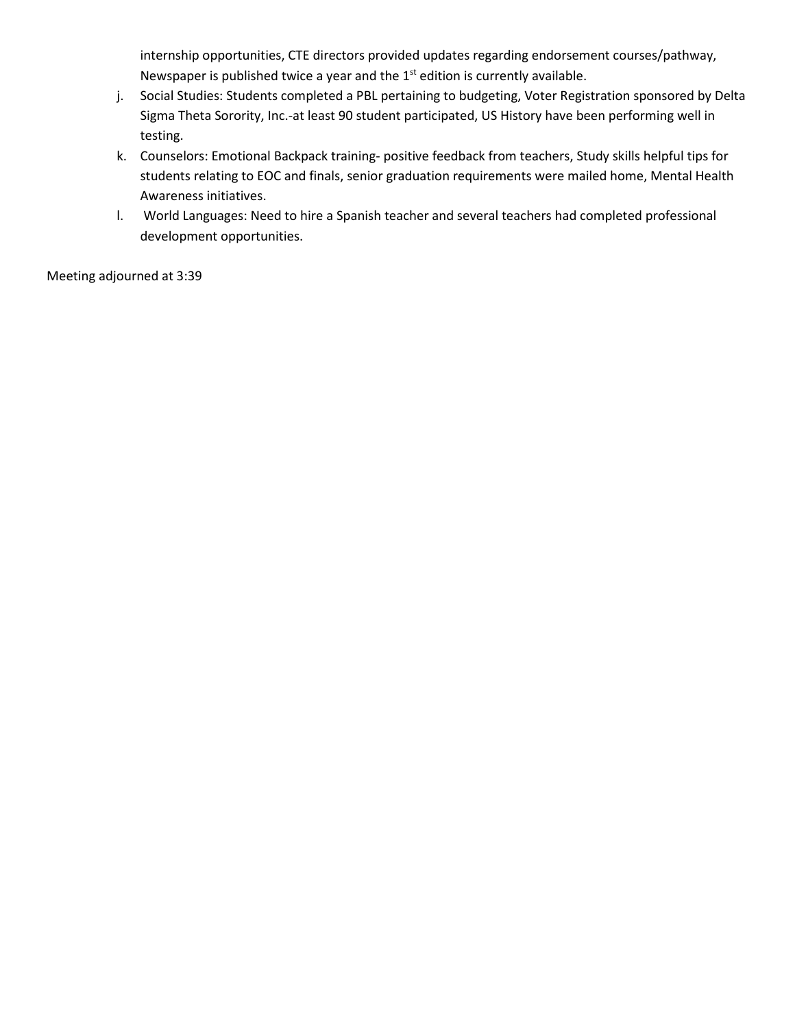internship opportunities, CTE directors provided updates regarding endorsement courses/pathway, Newspaper is published twice a year and the 1st edition is currently available.

j. Social Studies: Students completed a PBL pertaining to budgeting, Voter Registration sponsored by Delta Sigma Theta Sorority, Inc.-at least 90 student participated, US History have been performing well in testing.

k. Counselors: Emotional Backpack training- positive feedback from teachers, Study skills helpful tips for students relating to EOC and finals, senior graduation requirements were mailed home, Mental Health Awareness initiatives.

l. World Languages: Need to hire a Spanish teacher and several teachers had completed professional development opportunities.

Meeting adjourned at 3:39